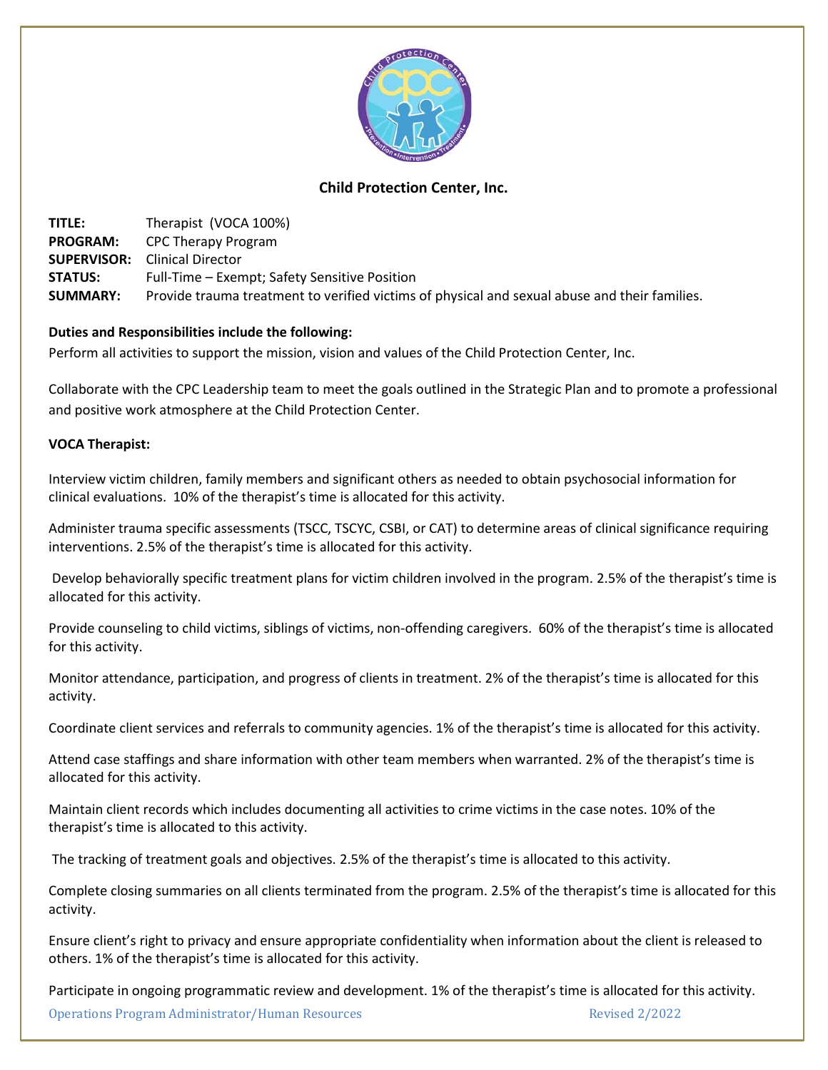## Child Protection Center, Inc.

**TITLE:** Therapist (VOCA 100%)
**PROGRAM:** CPC Therapy Program
**SUPERVISOR:** Clinical Director
**STATUS:** Full-Time – Exempt; Safety Sensitive Position
**SUMMARY:** Provide trauma treatment to verified victims of physical and sexual abuse and their families.

**Duties and Responsibilities include the following:**

Perform all activities to support the mission, vision and values of the Child Protection Center, Inc.

Collaborate with the CPC Leadership team to meet the goals outlined in the Strategic Plan and to promote a professional and positive work atmosphere at the Child Protection Center.

**VOCA Therapist:**

Interview victim children, family members and significant others as needed to obtain psychosocial information for clinical evaluations. 10% of the therapist's time is allocated for this activity.

Administer trauma specific assessments (TSCC, TSCYC, CSBI, or CAT) to determine areas of clinical significance requiring interventions. 2.5% of the therapist's time is allocated for this activity.

Develop behaviorally specific treatment plans for victim children involved in the program. 2.5% of the therapist's time is allocated for this activity.

Provide counseling to child victims, siblings of victims, non-offending caregivers. 60% of the therapist's time is allocated for this activity.

Monitor attendance, participation, and progress of clients in treatment. 2% of the therapist's time is allocated for this activity.

Coordinate client services and referrals to community agencies. 1% of the therapist's time is allocated for this activity.

Attend case staffings and share information with other team members when warranted. 2% of the therapist's time is allocated for this activity.

Maintain client records which includes documenting all activities to crime victims in the case notes. 10% of the therapist's time is allocated to this activity.

The tracking of treatment goals and objectives. 2.5% of the therapist's time is allocated to this activity.

Complete closing summaries on all clients terminated from the program. 2.5% of the therapist's time is allocated for this activity.

Ensure client's right to privacy and ensure appropriate confidentiality when information about the client is released to others. 1% of the therapist's time is allocated for this activity.

Participate in ongoing programmatic review and development. 1% of the therapist's time is allocated for this activity.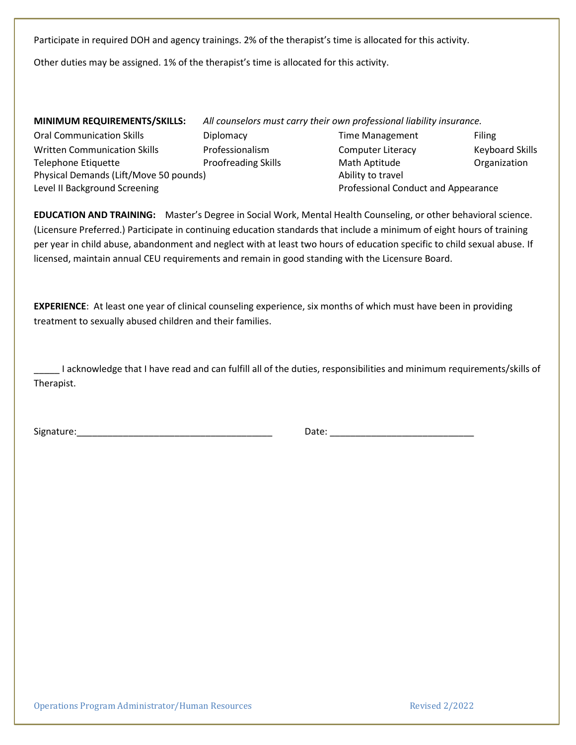Participate in required DOH and agency trainings. 2% of the therapist's time is allocated for this activity.

Other duties may be assigned. 1% of the therapist's time is allocated for this activity.

**MINIMUM REQUIREMENTS/SKILLS:** *All counselors must carry their own professional liability insurance.*

| | | | |
|---|---|---|---|
| Oral Communication Skills | Diplomacy | Time Management | Filing |
| Written Communication Skills | Professionalism | Computer Literacy | Keyboard Skills |
| Telephone Etiquette | Proofreading Skills | Math Aptitude | Organization |
| Physical Demands (Lift/Move 50 pounds) | | Ability to travel | |
| Level II Background Screening | | Professional Conduct and Appearance | |

**EDUCATION AND TRAINING:** Master's Degree in Social Work, Mental Health Counseling, or other behavioral science. (Licensure Preferred.) Participate in continuing education standards that include a minimum of eight hours of training per year in child abuse, abandonment and neglect with at least two hours of education specific to child sexual abuse. If licensed, maintain annual CEU requirements and remain in good standing with the Licensure Board.

**EXPERIENCE**: At least one year of clinical counseling experience, six months of which must have been in providing treatment to sexually abused children and their families.

_____ I acknowledge that I have read and can fulfill all of the duties, responsibilities and minimum requirements/skills of Therapist.

Signature:_______________________________________ Date: ____________________________

Operations Program Administrator/Human Resources Revised 2/2022